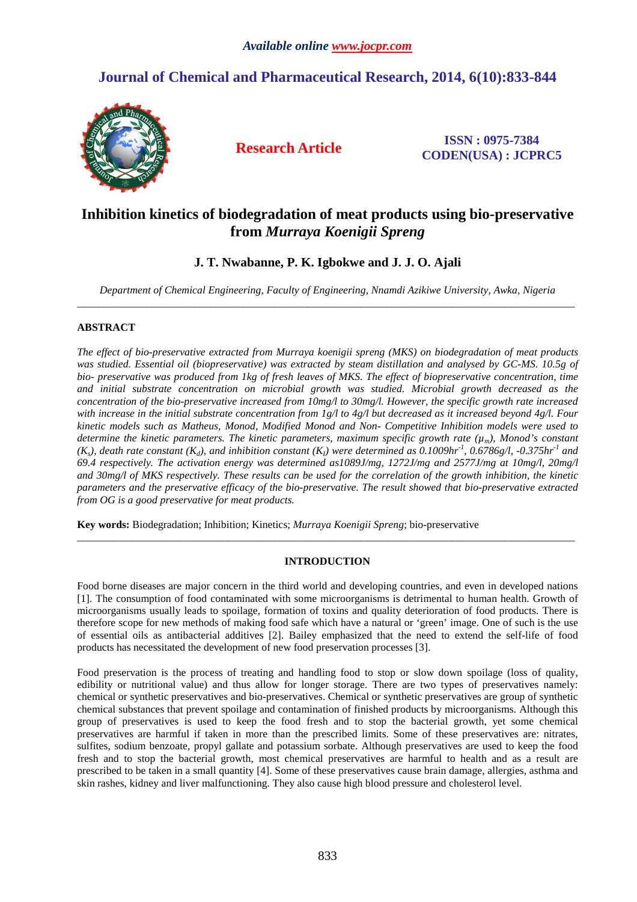# Inhibition kinetics of biodegradation of meat products using bio-preservative from *Murraya Koenigii Spreng*

**J. T. Nwabanne, P. K. Igbokwe and J. J. O. Ajali**

*Department of Chemical Engineering, Faculty of Engineering, Nnamdi Azikiwe University, Awka, Nigeria*

---

## ABSTRACT

*The effect of bio-preservative extracted from Murraya koenigii spreng (MKS) on biodegradation of meat products was studied. Essential oil (biopreservative) was extracted by steam distillation and analysed by GC-MS. 10.5g of bio- preservative was produced from 1kg of fresh leaves of MKS. The effect of biopreservative concentration, time and initial substrate concentration on microbial growth was studied. Microbial growth decreased as the concentration of the bio-preservative increased from 10mg/l to 30mg/l. However, the specific growth rate increased with increase in the initial substrate concentration from 1g/l to 4g/l but decreased as it increased beyond 4g/l. Four kinetic models such as Matheus, Monod, Modified Monod and Non- Competitive Inhibition models were used to determine the kinetic parameters. The kinetic parameters, maximum specific growth rate ($\mu_m$), Monod's constant ($K_s$), death rate constant ($K_d$), and inhibition constant ($K_I$) were determined as 0.1009hr$^{-1}$, 0.6786g/l, -0.375hr$^{-1}$ and 69.4 respectively. The activation energy was determined as1089J/mg, 1272J/mg and 2577J/mg at 10mg/l, 20mg/l and 30mg/l of MKS respectively. These results can be used for the correlation of the growth inhibition, the kinetic parameters and the preservative efficacy of the bio-preservative. The result showed that bio-preservative extracted from OG is a good preservative for meat products.*

**Key words:** Biodegradation; Inhibition; Kinetics; *Murraya Koenigii Spreng*; bio-preservative

---

## INTRODUCTION

Food borne diseases are major concern in the third world and developing countries, and even in developed nations [1]. The consumption of food contaminated with some microorganisms is detrimental to human health. Growth of microorganisms usually leads to spoilage, formation of toxins and quality deterioration of food products. There is therefore scope for new methods of making food safe which have a natural or 'green' image. One of such is the use of essential oils as antibacterial additives [2]. Bailey emphasized that the need to extend the self-life of food products has necessitated the development of new food preservation processes [3].

Food preservation is the process of treating and handling food to stop or slow down spoilage (loss of quality, edibility or nutritional value) and thus allow for longer storage. There are two types of preservatives namely: chemical or synthetic preservatives and bio-preservatives. Chemical or synthetic preservatives are group of synthetic chemical substances that prevent spoilage and contamination of finished products by microorganisms. Although this group of preservatives is used to keep the food fresh and to stop the bacterial growth, yet some chemical preservatives are harmful if taken in more than the prescribed limits. Some of these preservatives are: nitrates, sulfites, sodium benzoate, propyl gallate and potassium sorbate. Although preservatives are used to keep the food fresh and to stop the bacterial growth, most chemical preservatives are harmful to health and as a result are prescribed to be taken in a small quantity [4]. Some of these preservatives cause brain damage, allergies, asthma and skin rashes, kidney and liver malfunctioning. They also cause high blood pressure and cholesterol level.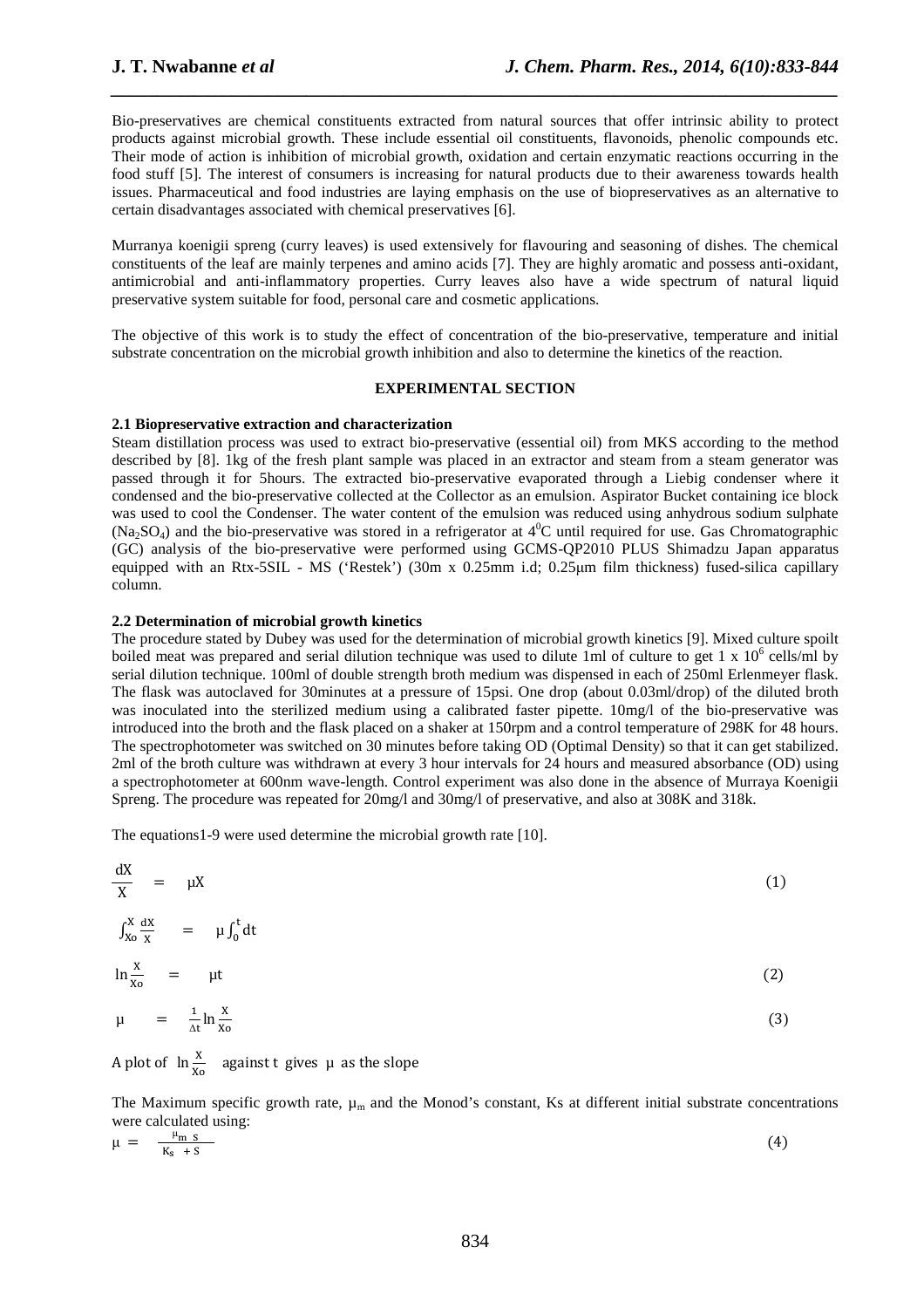Bio-preservatives are chemical constituents extracted from natural sources that offer intrinsic ability to protect products against microbial growth. These include essential oil constituents, flavonoids, phenolic compounds etc. Their mode of action is inhibition of microbial growth, oxidation and certain enzymatic reactions occurring in the food stuff [5]. The interest of consumers is increasing for natural products due to their awareness towards health issues. Pharmaceutical and food industries are laying emphasis on the use of biopreservatives as an alternative to certain disadvantages associated with chemical preservatives [6].

Murranya koenigii spreng (curry leaves) is used extensively for flavouring and seasoning of dishes. The chemical constituents of the leaf are mainly terpenes and amino acids [7]. They are highly aromatic and possess anti-oxidant, antimicrobial and anti-inflammatory properties. Curry leaves also have a wide spectrum of natural liquid preservative system suitable for food, personal care and cosmetic applications.

The objective of this work is to study the effect of concentration of the bio-preservative, temperature and initial substrate concentration on the microbial growth inhibition and also to determine the kinetics of the reaction.

## EXPERIMENTAL SECTION

### 2.1 Biopreservative extraction and characterization

Steam distillation process was used to extract bio-preservative (essential oil) from MKS according to the method described by [8]. 1kg of the fresh plant sample was placed in an extractor and steam from a steam generator was passed through it for 5hours. The extracted bio-preservative evaporated through a Liebig condenser where it condensed and the bio-preservative collected at the Collector as an emulsion. Aspirator Bucket containing ice block was used to cool the Condenser. The water content of the emulsion was reduced using anhydrous sodium sulphate ($Na_2SO_4$) and the bio-preservative was stored in a refrigerator at $4^0C$ until required for use. Gas Chromatographic (GC) analysis of the bio-preservative were performed using GCMS-QP2010 PLUS Shimadzu Japan apparatus equipped with an Rtx-5SIL - MS ('Restek') (30m x 0.25mm i.d; 0.25μm film thickness) fused-silica capillary column.

### 2.2 Determination of microbial growth kinetics

The procedure stated by Dubey was used for the determination of microbial growth kinetics [9]. Mixed culture spoilt boiled meat was prepared and serial dilution technique was used to dilute 1ml of culture to get $1 \times 10^6$ cells/ml by serial dilution technique. 100ml of double strength broth medium was dispensed in each of 250ml Erlenmeyer flask. The flask was autoclaved for 30minutes at a pressure of 15psi. One drop (about 0.03ml/drop) of the diluted broth was inoculated into the sterilized medium using a calibrated faster pipette. 10mg/l of the bio-preservative was introduced into the broth and the flask placed on a shaker at 150rpm and a control temperature of 298K for 48 hours. The spectrophotometer was switched on 30 minutes before taking OD (Optimal Density) so that it can get stabilized. 2ml of the broth culture was withdrawn at every 3 hour intervals for 24 hours and measured absorbance (OD) using a spectrophotometer at 600nm wave-length. Control experiment was also done in the absence of Murraya Koenigii Spreng. The procedure was repeated for 20mg/l and 30mg/l of preservative, and also at 308K and 318k.

The equations1-9 were used determine the microbial growth rate [10].

$$\frac{dX}{X} = \mu X \tag{1}$$

$$\int_{Xo}^{X} \frac{dX}{X} = \mu \int_{0}^{t} dt$$

$$\ln \frac{X}{Xo} = \mu t \tag{2}$$

$$\mu = \frac{1}{\Delta t} \ln \frac{X}{Xo} \tag{3}$$

A plot of $\ln \frac{X}{Xo}$ against t gives μ as the slope

The Maximum specific growth rate, $\mu_m$ and the Monod's constant, Ks at different initial substrate concentrations were calculated using:

$$\mu = \frac{\mu_m S}{K_s + S} \tag{4}$$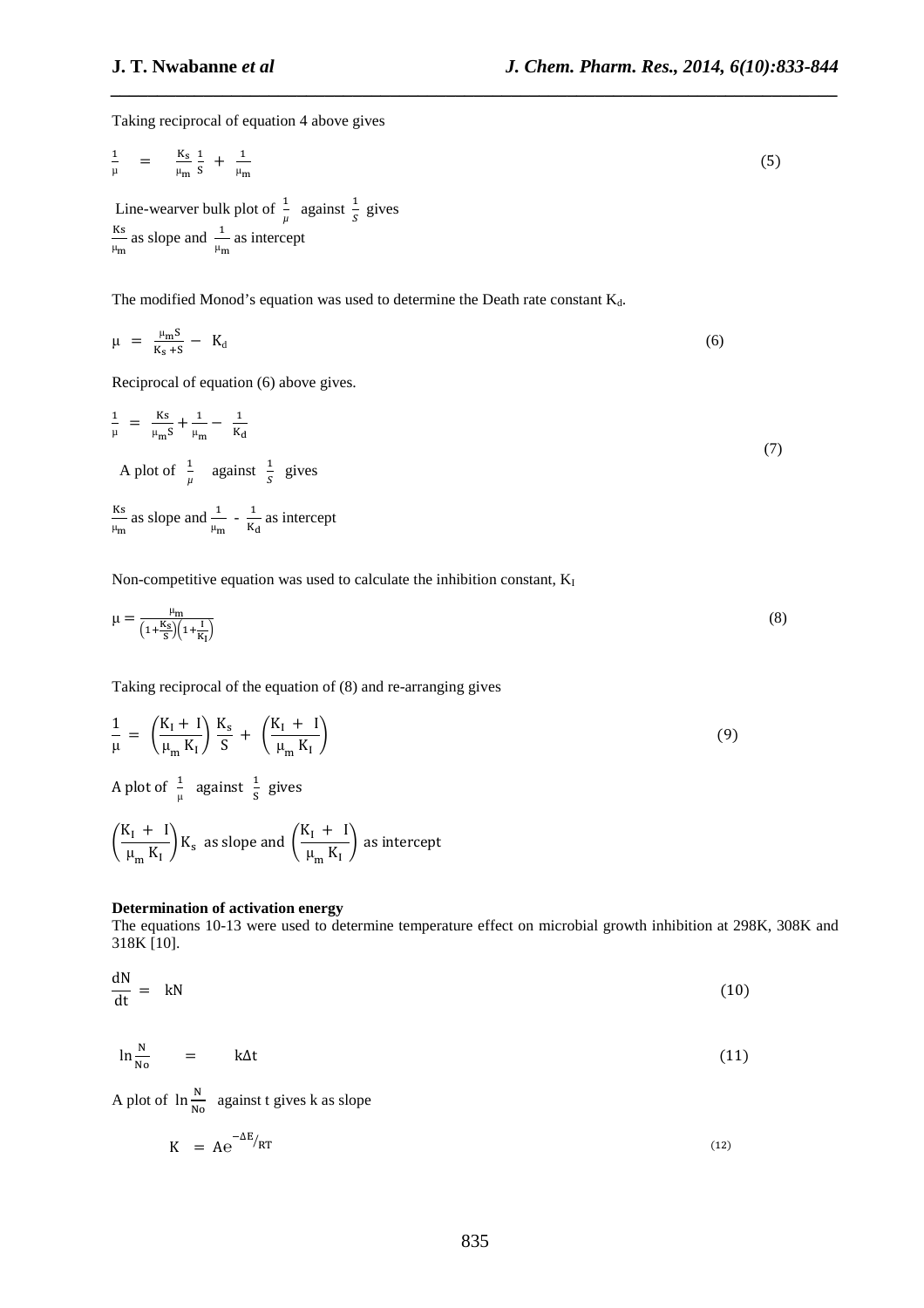Taking reciprocal of equation 4 above gives

$$\frac{1}{\mu} \quad = \quad \frac{K_s}{\mu_m}\frac{1}{S} + \frac{1}{\mu_m} \tag{5}$$

Line-wearver bulk plot of $\frac{1}{\mu}$ against $\frac{1}{S}$ gives $\frac{Ks}{\mu_m}$ as slope and $\frac{1}{\mu_m}$ as intercept

The modified Monod's equation was used to determine the Death rate constant $K_d$.

$$\mu = \frac{\mu_m S}{K_s + S} - K_d \tag{6}$$

Reciprocal of equation (6) above gives.

$$\frac{1}{\mu} = \frac{Ks}{\mu_m S} + \frac{1}{\mu_m} - \frac{1}{K_d} \tag{7}$$

A plot of $\frac{1}{\mu}$ against $\frac{1}{S}$ gives

$\frac{Ks}{\mu_m}$ as slope and $\frac{1}{\mu_m}$ - $\frac{1}{K_d}$ as intercept

Non-competitive equation was used to calculate the inhibition constant, $K_I$

$$\mu = \frac{\mu_m}{\left(1+\frac{K_S}{S}\right)\left(1+\frac{I}{K_I}\right)} \tag{8}$$

Taking reciprocal of the equation of (8) and re-arranging gives

$$\frac{1}{\mu} = \left(\frac{K_I + I}{\mu_m K_I}\right)\frac{K_s}{S} + \left(\frac{K_I + I}{\mu_m K_I}\right) \tag{9}$$

A plot of $\frac{1}{\mu}$ against $\frac{1}{S}$ gives

$\left(\frac{K_I + I}{\mu_m K_I}\right)K_s$ as slope and $\left(\frac{K_I + I}{\mu_m K_I}\right)$ as intercept

**Determination of activation energy**

The equations 10-13 were used to determine temperature effect on microbial growth inhibition at 298K, 308K and 318K [10].

$$\frac{dN}{dt} = kN \tag{10}$$

$$\ln\frac{N}{No} \quad = \quad k\Delta t \tag{11}$$

A plot of $\ln\frac{N}{No}$ against t gives k as slope

$$K = Ae^{-\Delta E/RT} \tag{12}$$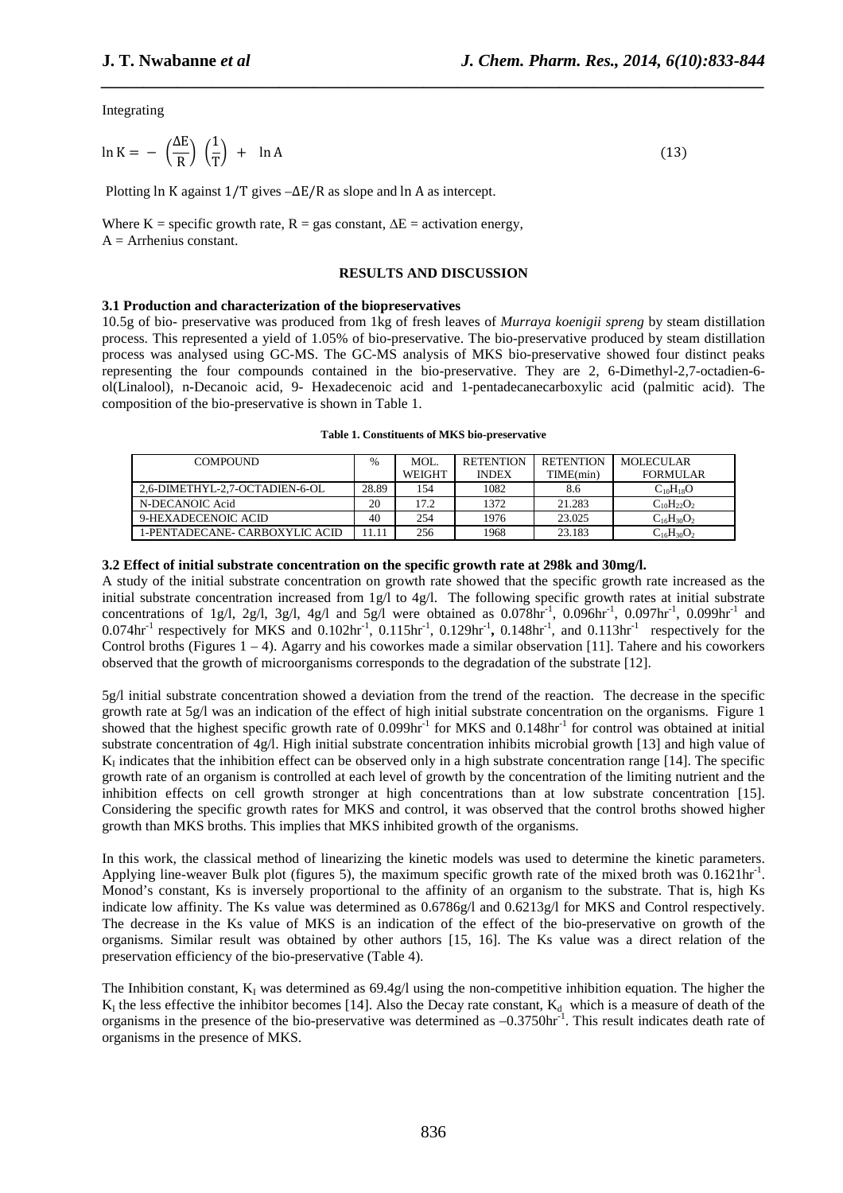Integrating

$$\ln K = -\left(\frac{\Delta E}{R}\right)\left(\frac{1}{T}\right) + \ln A \qquad (13)$$

Plotting ln K against $1/T$ gives $-\Delta E/R$ as slope and ln A as intercept.

Where K = specific growth rate, R = gas constant, $\Delta E$ = activation energy,
A = Arrhenius constant.

## RESULTS AND DISCUSSION

### 3.1 Production and characterization of the biopreservatives

10.5g of bio- preservative was produced from 1kg of fresh leaves of *Murraya koenigii spreng* by steam distillation process. This represented a yield of 1.05% of bio-preservative. The bio-preservative produced by steam distillation process was analysed using GC-MS. The GC-MS analysis of MKS bio-preservative showed four distinct peaks representing the four compounds contained in the bio-preservative. They are 2, 6-Dimethyl-2,7-octadien-6-ol(Linalool), n-Decanoic acid, 9- Hexadecenoic acid and 1-pentadecanecarboxylic acid (palmitic acid). The composition of the bio-preservative is shown in Table 1.

**Table 1. Constituents of MKS bio-preservative**

| COMPOUND | % | MOL. WEIGHT | RETENTION INDEX | RETENTION TIME(min) | MOLECULAR FORMULAR |
|---|---|---|---|---|---|
| 2,6-DIMETHYL-2,7-OCTADIEN-6-OL | 28.89 | 154 | 1082 | 8.6 | $C_{10}H_{18}O$ |
| N-DECANOIC Acid | 20 | 17.2 | 1372 | 21.283 | $C_{10}H_{22}O_2$ |
| 9-HEXADECENOIC ACID | 40 | 254 | 1976 | 23.025 | $C_{16}H_{30}O_2$ |
| 1-PENTADECANE- CARBOXYLIC ACID | 11.11 | 256 | 1968 | 23.183 | $C_{16}H_{30}O_2$ |

### 3.2 Effect of initial substrate concentration on the specific growth rate at 298k and 30mg/l.

A study of the initial substrate concentration on growth rate showed that the specific growth rate increased as the initial substrate concentration increased from 1g/l to 4g/l. The following specific growth rates at initial substrate concentrations of 1g/l, 2g/l, 3g/l, 4g/l and 5g/l were obtained as $0.078hr^{-1}$, $0.096hr^{-1}$, $0.097hr^{-1}$, $0.099hr^{-1}$ and $0.074hr^{-1}$ respectively for MKS and $0.102hr^{-1}$, $0.115hr^{-1}$, $0.129hr^{-1}$, $0.148hr^{-1}$, and $0.113hr^{-1}$ respectively for the Control broths (Figures 1 – 4). Agarry and his coworkes made a similar observation [11]. Tahere and his coworkers observed that the growth of microorganisms corresponds to the degradation of the substrate [12].

5g/l initial substrate concentration showed a deviation from the trend of the reaction. The decrease in the specific growth rate at 5g/l was an indication of the effect of high initial substrate concentration on the organisms. Figure 1 showed that the highest specific growth rate of $0.099hr^{-1}$ for MKS and $0.148hr^{-1}$ for control was obtained at initial substrate concentration of 4g/l. High initial substrate concentration inhibits microbial growth [13] and high value of $K_I$ indicates that the inhibition effect can be observed only in a high substrate concentration range [14]. The specific growth rate of an organism is controlled at each level of growth by the concentration of the limiting nutrient and the inhibition effects on cell growth stronger at high concentrations than at low substrate concentration [15]. Considering the specific growth rates for MKS and control, it was observed that the control broths showed higher growth than MKS broths. This implies that MKS inhibited growth of the organisms.

In this work, the classical method of linearizing the kinetic models was used to determine the kinetic parameters. Applying line-weaver Bulk plot (figures 5), the maximum specific growth rate of the mixed broth was $0.1621hr^{-1}$. Monod's constant, Ks is inversely proportional to the affinity of an organism to the substrate. That is, high Ks indicate low affinity. The Ks value was determined as 0.6786g/l and 0.6213g/l for MKS and Control respectively. The decrease in the Ks value of MKS is an indication of the effect of the bio-preservative on growth of the organisms. Similar result was obtained by other authors [15, 16]. The Ks value was a direct relation of the preservation efficiency of the bio-preservative (Table 4).

The Inhibition constant, $K_I$ was determined as 69.4g/l using the non-competitive inhibition equation. The higher the $K_I$ the less effective the inhibitor becomes [14]. Also the Decay rate constant, $K_d$ which is a measure of death of the organisms in the presence of the bio-preservative was determined as $-0.3750hr^{-1}$. This result indicates death rate of organisms in the presence of MKS.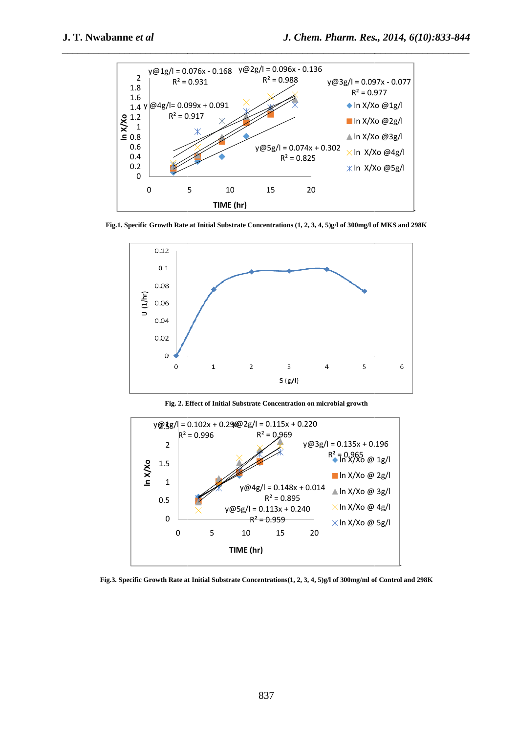Fig.1. Specific Growth Rate at Initial Substrate Concentrations (1, 2, 3, 4, 5)g/l of 300mg/l of MKS and 298K

Fig. 2. Effect of Initial Substrate Concentration on microbial growth

Fig.3. Specific Growth Rate at Initial Substrate Concentrations(1, 2, 3, 4, 5)g/l of 300mg/ml of Control and 298K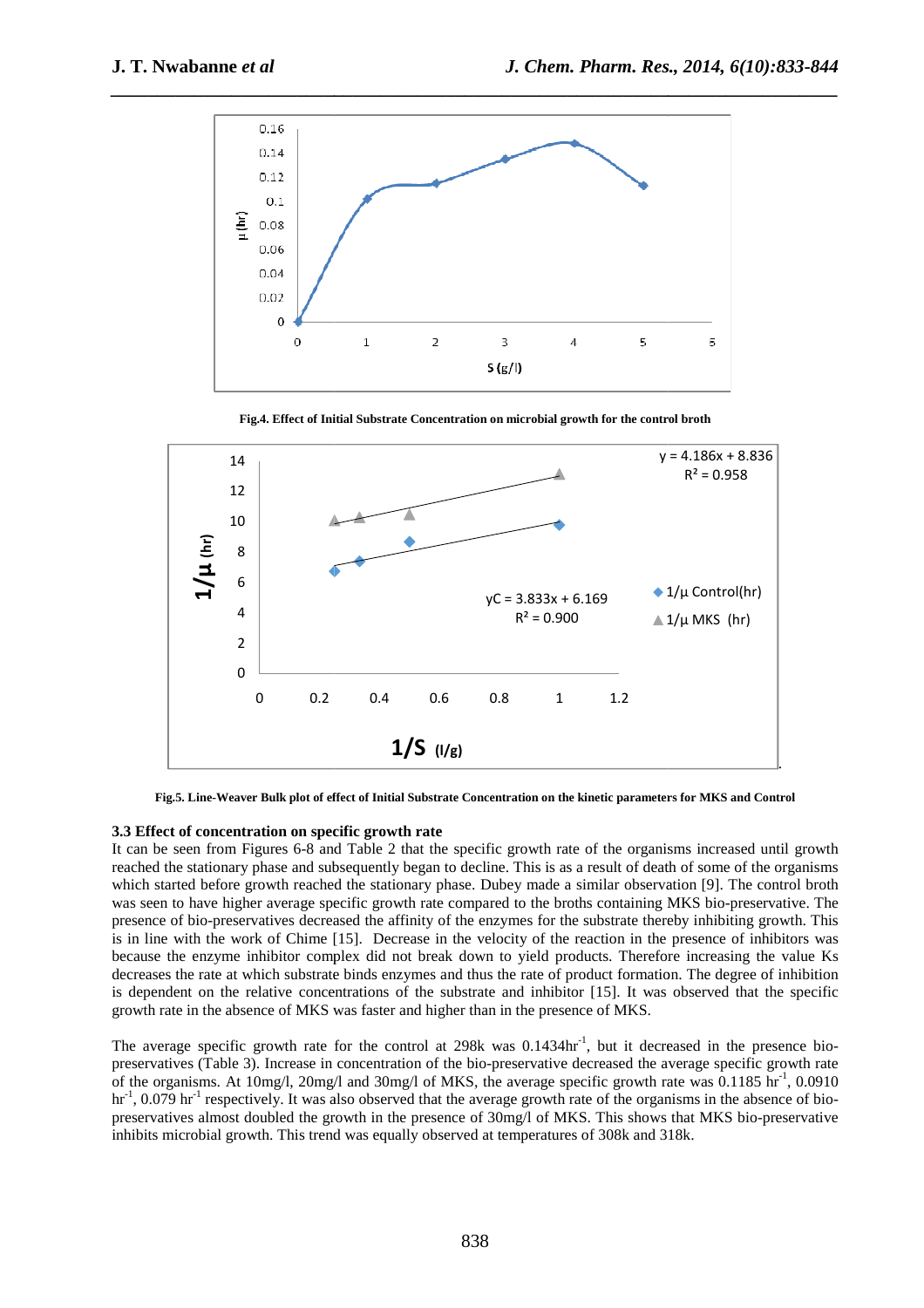Fig.4. Effect of Initial Substrate Concentration on microbial growth for the control broth

Fig.5. Line-Weaver Bulk plot of effect of Initial Substrate Concentration on the kinetic parameters for MKS and Control

### 3.3 Effect of concentration on specific growth rate

It can be seen from Figures 6-8 and Table 2 that the specific growth rate of the organisms increased until growth reached the stationary phase and subsequently began to decline. This is as a result of death of some of the organisms which started before growth reached the stationary phase. Dubey made a similar observation [9]. The control broth was seen to have higher average specific growth rate compared to the broths containing MKS bio-preservative. The presence of bio-preservatives decreased the affinity of the enzymes for the substrate thereby inhibiting growth. This is in line with the work of Chime [15]. Decrease in the velocity of the reaction in the presence of inhibitors was because the enzyme inhibitor complex did not break down to yield products. Therefore increasing the value Ks decreases the rate at which substrate binds enzymes and thus the rate of product formation. The degree of inhibition is dependent on the relative concentrations of the substrate and inhibitor [15]. It was observed that the specific growth rate in the absence of MKS was faster and higher than in the presence of MKS.

The average specific growth rate for the control at 298k was 0.1434hr$^{-1}$, but it decreased in the presence bio-preservatives (Table 3). Increase in concentration of the bio-preservative decreased the average specific growth rate of the organisms. At 10mg/l, 20mg/l and 30mg/l of MKS, the average specific growth rate was 0.1185 hr$^{-1}$, 0.0910 hr$^{-1}$, 0.079 hr$^{-1}$ respectively. It was also observed that the average growth rate of the organisms in the absence of bio-preservatives almost doubled the growth in the presence of 30mg/l of MKS. This shows that MKS bio-preservative inhibits microbial growth. This trend was equally observed at temperatures of 308k and 318k.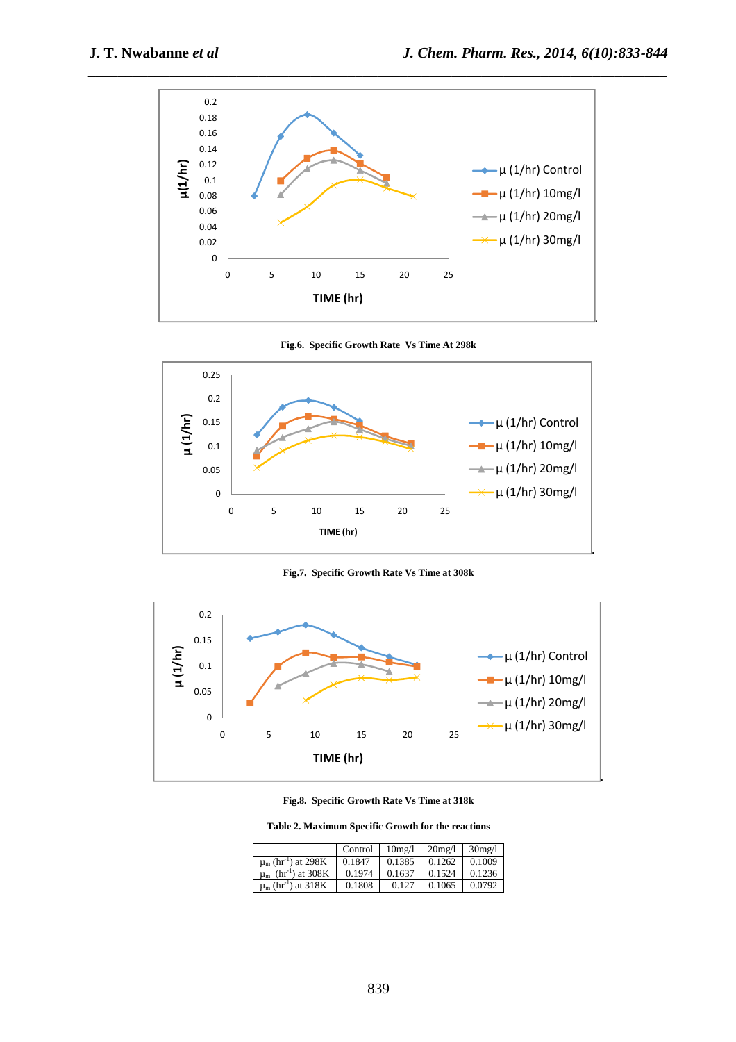Fig.6. Specific Growth Rate Vs Time At 298k

Fig.7. Specific Growth Rate Vs Time at 308k

Fig.8. Specific Growth Rate Vs Time at 318k

**Table 2. Maximum Specific Growth for the reactions**

| | Control | 10mg/l | 20mg/l | 30mg/l |
|---|---|---|---|---|
| $\mu_m$ ($hr^{-1}$) at 298K | 0.1847 | 0.1385 | 0.1262 | 0.1009 |
| $\mu_m$ ($hr^{-1}$) at 308K | 0.1974 | 0.1637 | 0.1524 | 0.1236 |
| $\mu_m$ ($hr^{-1}$) at 318K | 0.1808 | 0.127 | 0.1065 | 0.0792 |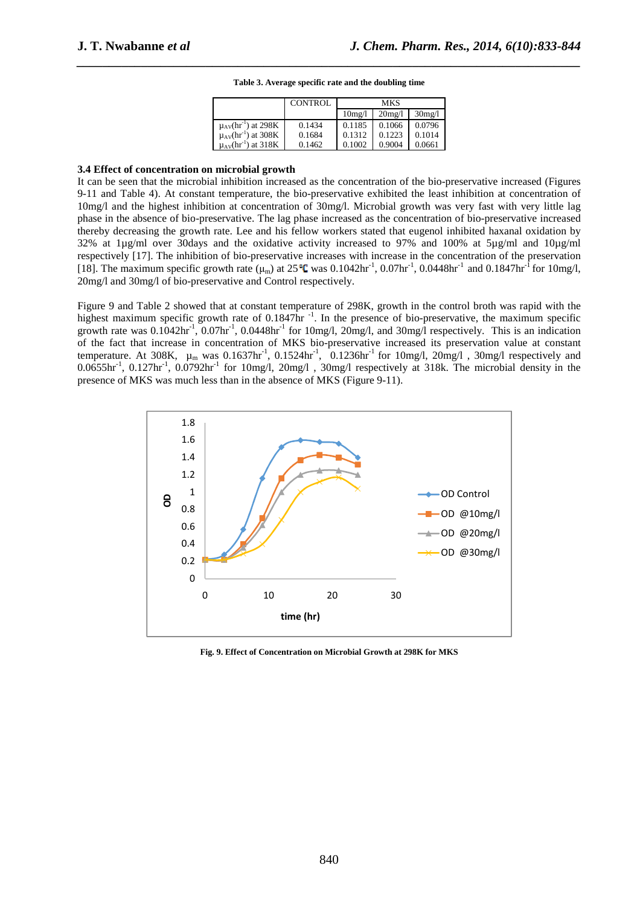**Table 3. Average specific rate and the doubling time**

| | CONTROL | MKS | | |
|---|---|---|---|---|
| | | 10mg/l | 20mg/l | 30mg/l |
| $\mu_{AV}(hr^{-1})$ at 298K | 0.1434 | 0.1185 | 0.1066 | 0.0796 |
| $\mu_{AV}(hr^{-1})$ at 308K | 0.1684 | 0.1312 | 0.1223 | 0.1014 |
| $\mu_{AV}(hr^{-1})$ at 318K | 0.1462 | 0.1002 | 0.9004 | 0.0661 |

### 3.4 Effect of concentration on microbial growth

It can be seen that the microbial inhibition increased as the concentration of the bio-preservative increased (Figures 9-11 and Table 4). At constant temperature, the bio-preservative exhibited the least inhibition at concentration of 10mg/l and the highest inhibition at concentration of 30mg/l. Microbial growth was very fast with very little lag phase in the absence of bio-preservative. The lag phase increased as the concentration of bio-preservative increased thereby decreasing the growth rate. Lee and his fellow workers stated that eugenol inhibited haxanal oxidation by 32% at 1µg/ml over 30days and the oxidative activity increased to 97% and 100% at 5µg/ml and 10µg/ml respectively [17]. The inhibition of bio-preservative increases with increase in the concentration of the preservation [18]. The maximum specific growth rate ($\mu_m$) at 25°C was $0.1042hr^{-1}$, $0.07hr^{-1}$, $0.0448hr^{-1}$ and $0.1847hr^{-1}$ for 10mg/l, 20mg/l and 30mg/l of bio-preservative and Control respectively.

Figure 9 and Table 2 showed that at constant temperature of 298K, growth in the control broth was rapid with the highest maximum specific growth rate of $0.1847hr^{-1}$. In the presence of bio-preservative, the maximum specific growth rate was $0.1042hr^{-1}$, $0.07hr^{-1}$, $0.0448hr^{-1}$ for 10mg/l, 20mg/l, and 30mg/l respectively. This is an indication of the fact that increase in concentration of MKS bio-preservative increased its preservation value at constant temperature. At 308K, $\mu_m$ was $0.1637hr^{-1}$, $0.1524hr^{-1}$, $0.1236hr^{-1}$ for 10mg/l, 20mg/l , 30mg/l respectively and $0.0655hr^{-1}$, $0.127hr^{-1}$, $0.0792hr^{-1}$ for 10mg/l, 20mg/l , 30mg/l respectively at 318k. The microbial density in the presence of MKS was much less than in the absence of MKS (Figure 9-11).

**Fig. 9. Effect of Concentration on Microbial Growth at 298K for MKS**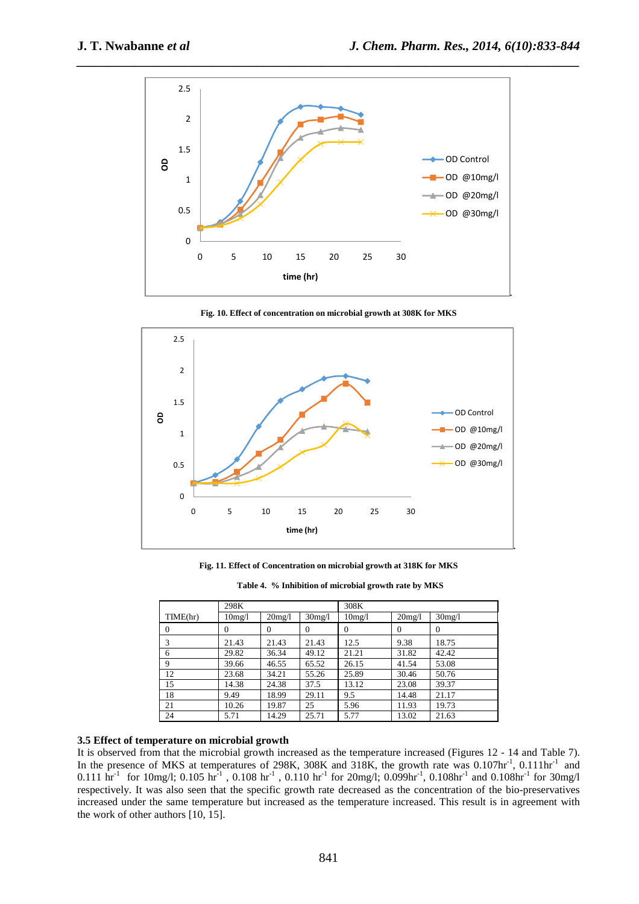Fig. 10. Effect of concentration on microbial growth at 308K for MKS

Fig. 11. Effect of Concentration on microbial growth at 318K for MKS

**Table 4. % Inhibition of microbial growth rate by MKS**

| TIME(hr) | 298K | | | 308K | | |
|---|---|---|---|---|---|---|
| | 10mg/l | 20mg/l | 30mg/l | 10mg/l | 20mg/l | 30mg/l |
| 0 | 0 | 0 | 0 | 0 | 0 | 0 |
| 3 | 21.43 | 21.43 | 21.43 | 12.5 | 9.38 | 18.75 |
| 6 | 29.82 | 36.34 | 49.12 | 21.21 | 31.82 | 42.42 |
| 9 | 39.66 | 46.55 | 65.52 | 26.15 | 41.54 | 53.08 |
| 12 | 23.68 | 34.21 | 55.26 | 25.89 | 30.46 | 50.76 |
| 15 | 14.38 | 24.38 | 37.5 | 13.12 | 23.08 | 39.37 |
| 18 | 9.49 | 18.99 | 29.11 | 9.5 | 14.48 | 21.17 |
| 21 | 10.26 | 19.87 | 25 | 5.96 | 11.93 | 19.73 |
| 24 | 5.71 | 14.29 | 25.71 | 5.77 | 13.02 | 21.63 |

### 3.5 Effect of temperature on microbial growth

It is observed from that the microbial growth increased as the temperature increased (Figures 12 - 14 and Table 7). In the presence of MKS at temperatures of 298K, 308K and 318K, the growth rate was 0.107hr$^{-1}$, 0.111hr$^{-1}$ and 0.111 hr$^{-1}$ for 10mg/l; 0.105 hr$^{-1}$, 0.108 hr$^{-1}$, 0.110 hr$^{-1}$ for 20mg/l; 0.099hr$^{-1}$, 0.108hr$^{-1}$ and 0.108hr$^{-1}$ for 30mg/l respectively. It was also seen that the specific growth rate decreased as the concentration of the bio-preservatives increased under the same temperature but increased as the temperature increased. This result is in agreement with the work of other authors [10, 15].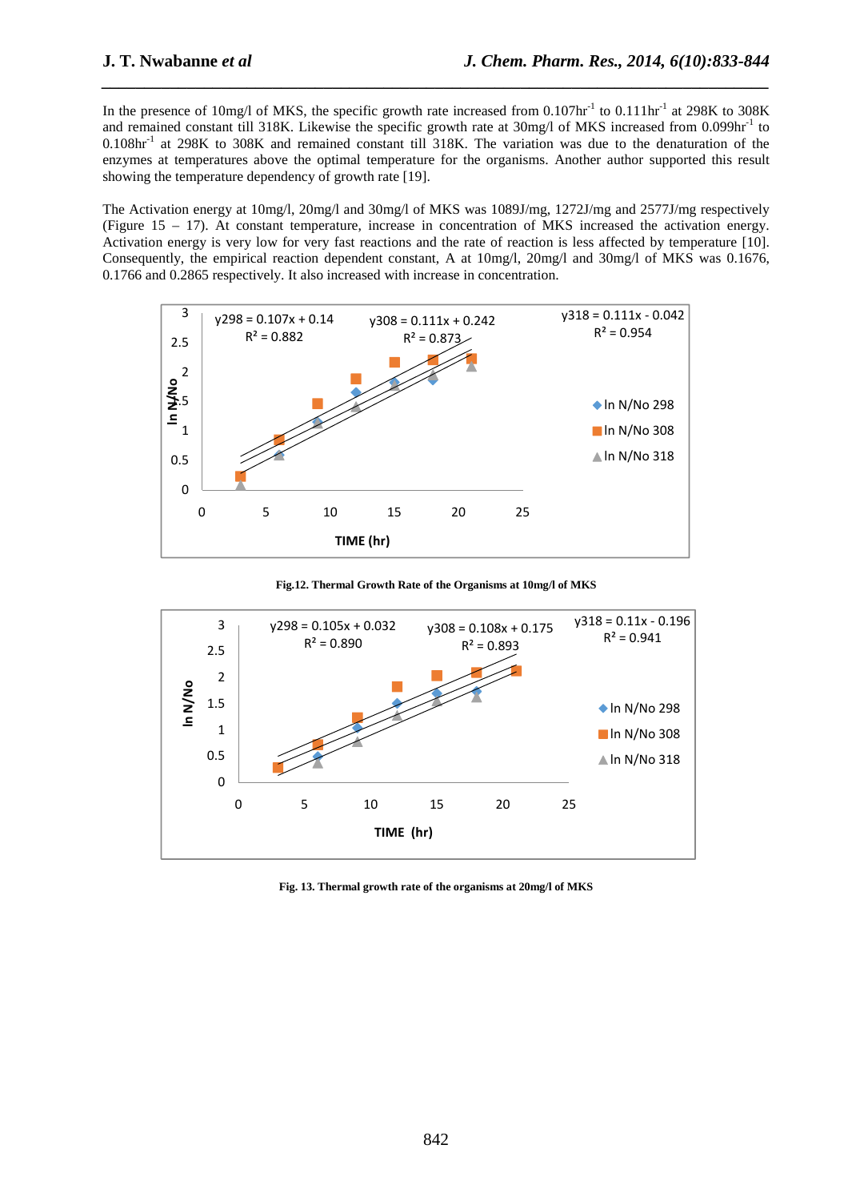In the presence of 10mg/l of MKS, the specific growth rate increased from $0.107hr^{-1}$ to $0.111hr^{-1}$ at 298K to 308K and remained constant till 318K. Likewise the specific growth rate at 30mg/l of MKS increased from $0.099hr^{-1}$ to $0.108hr^{-1}$ at 298K to 308K and remained constant till 318K. The variation was due to the denaturation of the enzymes at temperatures above the optimal temperature for the organisms. Another author supported this result showing the temperature dependency of growth rate [19].

The Activation energy at 10mg/l, 20mg/l and 30mg/l of MKS was 1089J/mg, 1272J/mg and 2577J/mg respectively (Figure 15 – 17). At constant temperature, increase in concentration of MKS increased the activation energy. Activation energy is very low for very fast reactions and the rate of reaction is less affected by temperature [10]. Consequently, the empirical reaction dependent constant, A at 10mg/l, 20mg/l and 30mg/l of MKS was 0.1676, 0.1766 and 0.2865 respectively. It also increased with increase in concentration.

**Fig.12. Thermal Growth Rate of the Organisms at 10mg/l of MKS**

**Fig. 13. Thermal growth rate of the organisms at 20mg/l of MKS**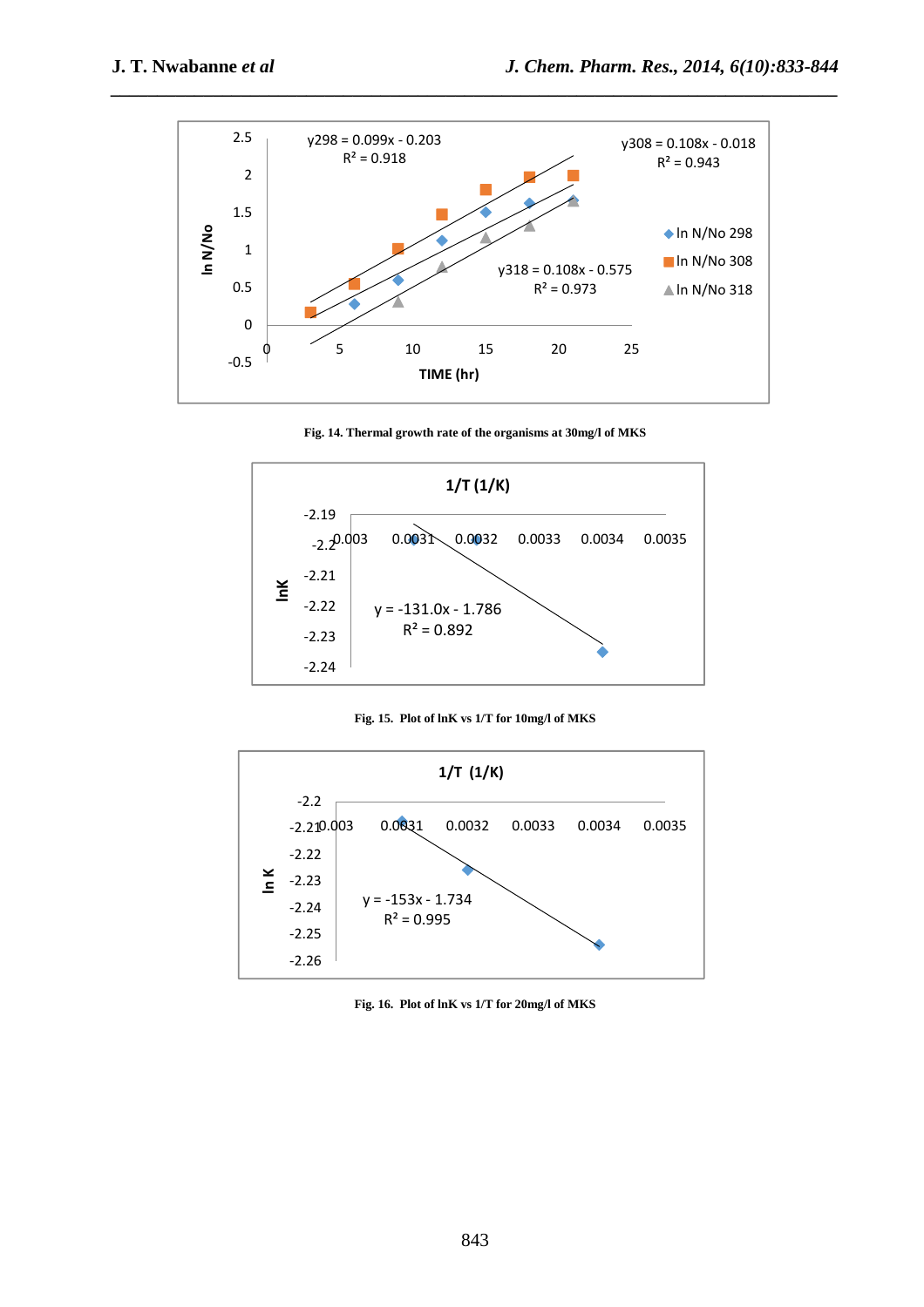Fig. 14. Thermal growth rate of the organisms at 30mg/l of MKS

Fig. 15. Plot of lnK vs 1/T for 10mg/l of MKS

Fig. 16. Plot of lnK vs 1/T for 20mg/l of MKS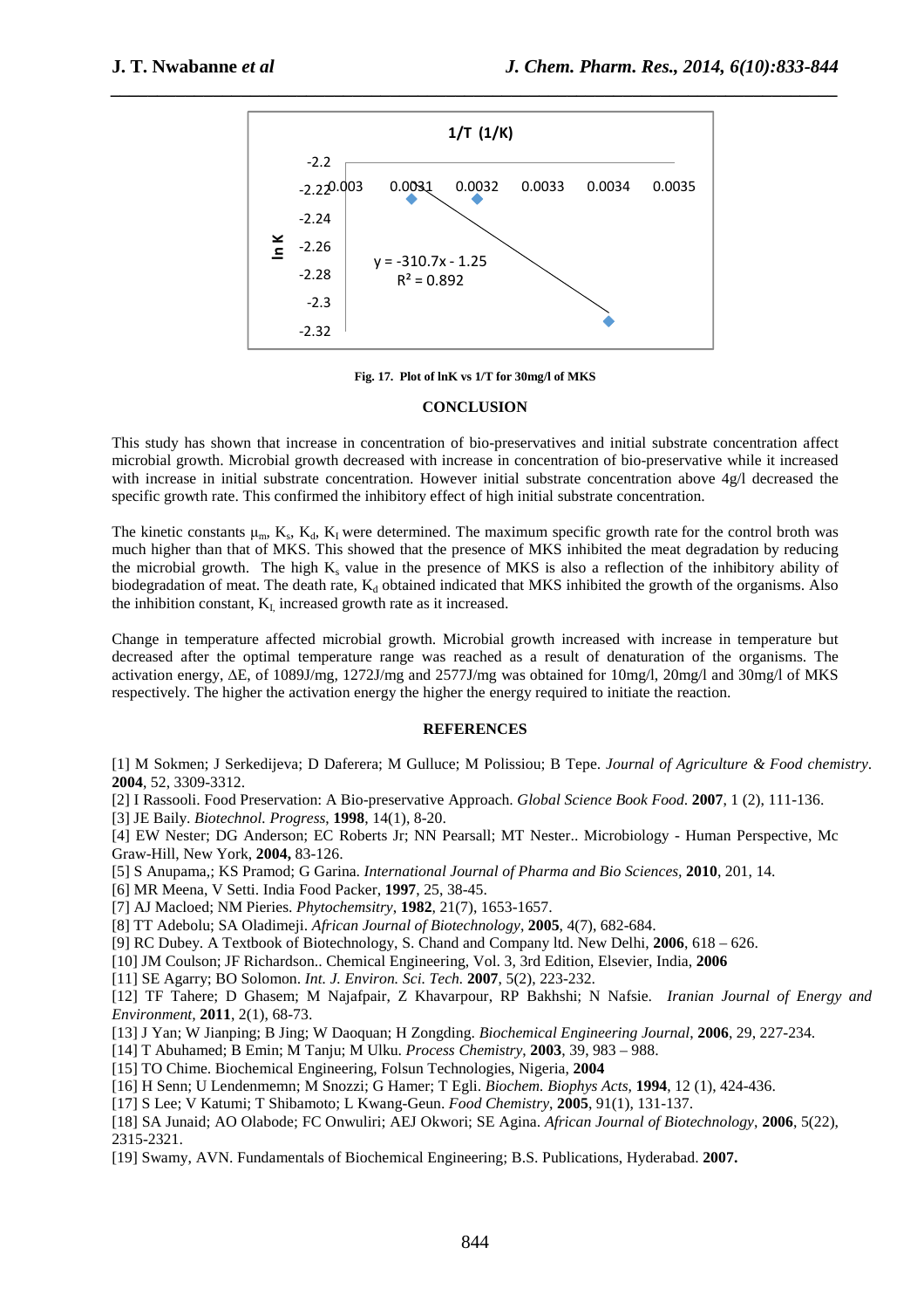1/T (1/K)

-2.2
-2.22
-2.24
-2.26
-2.28
-2.3
-2.32

ln K

0.003 0.0031 0.0032 0.0033 0.0034 0.0035

$y = -310.7x - 1.25$
$R^2 = 0.892$

**Fig. 17. Plot of lnK vs 1/T for 30mg/l of MKS**

## CONCLUSION

This study has shown that increase in concentration of bio-preservatives and initial substrate concentration affect microbial growth. Microbial growth decreased with increase in concentration of bio-preservative while it increased with increase in initial substrate concentration. However initial substrate concentration above 4g/l decreased the specific growth rate. This confirmed the inhibitory effect of high initial substrate concentration.

The kinetic constants $\mu_m$, $K_s$, $K_d$, $K_I$ were determined. The maximum specific growth rate for the control broth was much higher than that of MKS. This showed that the presence of MKS inhibited the meat degradation by reducing the microbial growth. The high $K_s$ value in the presence of MKS is also a reflection of the inhibitory ability of biodegradation of meat. The death rate, $K_d$ obtained indicated that MKS inhibited the growth of the organisms. Also the inhibition constant, $K_I$ increased growth rate as it increased.

Change in temperature affected microbial growth. Microbial growth increased with increase in temperature but decreased after the optimal temperature range was reached as a result of denaturation of the organisms. The activation energy, $\Delta E$, of 1089J/mg, 1272J/mg and 2577J/mg was obtained for 10mg/l, 20mg/l and 30mg/l of MKS respectively. The higher the activation energy the higher the energy required to initiate the reaction.

## REFERENCES

[1] M Sokmen; J Serkedijeva; D Daferera; M Gulluce; M Polissiou; B Tepe. *Journal of Agriculture & Food chemistry*. **2004**, 52, 3309-3312.
[2] I Rassooli. Food Preservation: A Bio-preservative Approach. *Global Science Book Food*. **2007**, 1 (2), 111-136.
[3] JE Baily. *Biotechnol. Progress*, **1998**, 14(1), 8-20.
[4] EW Nester; DG Anderson; EC Roberts Jr; NN Pearsall; MT Nester.. Microbiology - Human Perspective, Mc Graw-Hill, New York, **2004,** 83-126.
[5] S Anupama,; KS Pramod; G Garina. *International Journal of Pharma and Bio Sciences*, **2010**, 201, 14.
[6] MR Meena, V Setti. India Food Packer, **1997**, 25, 38-45.
[7] AJ Macloed; NM Pieries. *Phytochemsitry*, **1982**, 21(7), 1653-1657.
[8] TT Adebolu; SA Oladimeji. *African Journal of Biotechnology*, **2005**, 4(7), 682-684.
[9] RC Dubey. A Textbook of Biotechnology, S. Chand and Company ltd. New Delhi, **2006**, 618 – 626.
[10] JM Coulson; JF Richardson.. Chemical Engineering, Vol. 3, 3rd Edition, Elsevier, India, **2006**
[11] SE Agarry; BO Solomon. *Int. J. Environ. Sci. Tech.* **2007**, 5(2), 223-232.
[12] TF Tahere; D Ghasem; M Najafpair, Z Khavarpour, RP Bakhshi; N Nafsie. *Iranian Journal of Energy and Environment*, **2011**, 2(1), 68-73.
[13] J Yan; W Jianping; B Jing; W Daoquan; H Zongding. *Biochemical Engineering Journal*, **2006**, 29, 227-234.
[14] T Abuhamed; B Emin; M Tanju; M Ulku. *Process Chemistry*, **2003**, 39, 983 – 988.
[15] TO Chime. Biochemical Engineering, Folsun Technologies, Nigeria, **2004**
[16] H Senn; U Lendenmemn; M Snozzi; G Hamer; T Egli. *Biochem. Biophys Acts*, **1994**, 12 (1), 424-436.
[17] S Lee; V Katumi; T Shibamoto; L Kwang-Geun. *Food Chemistry*, **2005**, 91(1), 131-137.
[18] SA Junaid; AO Olabode; FC Onwuliri; AEJ Okwori; SE Agina. *African Journal of Biotechnology*, **2006**, 5(22), 2315-2321.
[19] Swamy, AVN. Fundamentals of Biochemical Engineering; B.S. Publications, Hyderabad. **2007.**